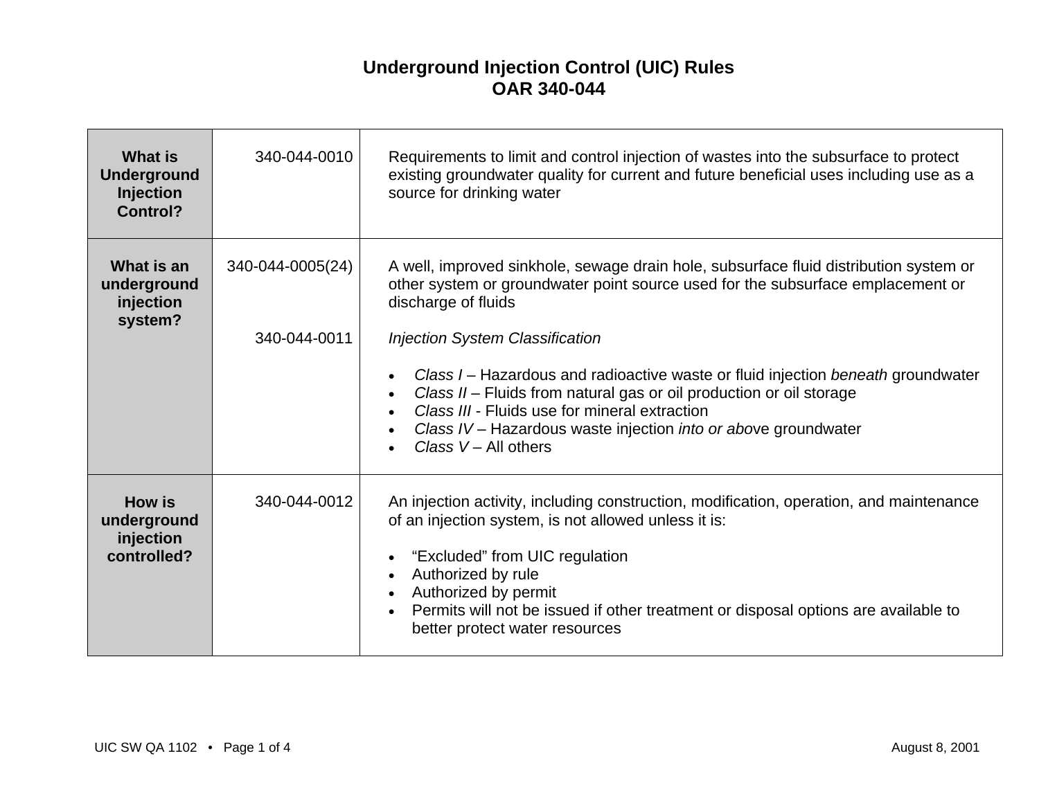# Underground Injection Control (UIC) Rules
# OAR 340-044

| | | |
|---|---|---|
| **What is Underground Injection Control?** | 340-044-0010 | Requirements to limit and control injection of wastes into the subsurface to protect existing groundwater quality for current and future beneficial uses including use as a source for drinking water |
| **What is an underground injection system?** | 340-044-0005(24)<br><br>340-044-0011 | A well, improved sinkhole, sewage drain hole, subsurface fluid distribution system or other system or groundwater point source used for the subsurface emplacement or discharge of fluids<br><br>*Injection System Classification*<br><br>• *Class I* – Hazardous and radioactive waste or fluid injection *beneath* groundwater<br>• *Class II* – Fluids from natural gas or oil production or oil storage<br>• *Class III* - Fluids use for mineral extraction<br>• *Class IV* – Hazardous waste injection *into or abo*ve groundwater<br>• *Class V* – All others |
| **How is underground injection controlled?** | 340-044-0012 | An injection activity, including construction, modification, operation, and maintenance of an injection system, is not allowed unless it is:<br><br>• "Excluded" from UIC regulation<br>• Authorized by rule<br>• Authorized by permit<br>• Permits will not be issued if other treatment or disposal options are available to better protect water resources |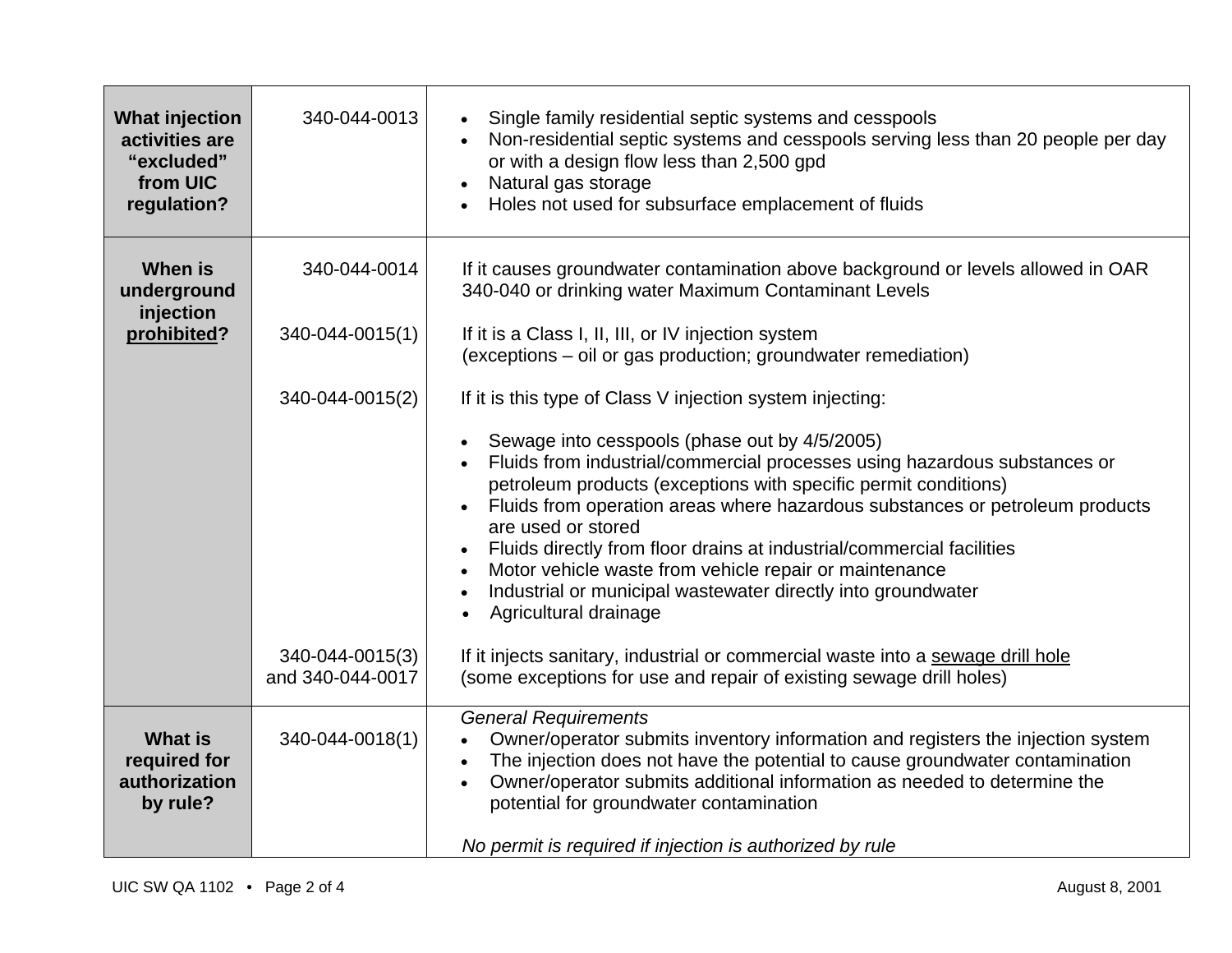| | | |
|---|---|---|
| **What injection activities are "excluded" from UIC regulation?** | 340-044-0013 | • Single family residential septic systems and cesspools<br>• Non-residential septic systems and cesspools serving less than 20 people per day or with a design flow less than 2,500 gpd<br>• Natural gas storage<br>• Holes not used for subsurface emplacement of fluids |
| **When is underground injection <u>prohibited</u>?** | 340-044-0014 | If it causes groundwater contamination above background or levels allowed in OAR 340-040 or drinking water Maximum Contaminant Levels |
| | 340-044-0015(1) | If it is a Class I, II, III, or IV injection system<br>(exceptions – oil or gas production; groundwater remediation) |
| | 340-044-0015(2) | If it is this type of Class V injection system injecting:<br><br>• Sewage into cesspools (phase out by 4/5/2005)<br>• Fluids from industrial/commercial processes using hazardous substances or petroleum products (exceptions with specific permit conditions)<br>• Fluids from operation areas where hazardous substances or petroleum products are used or stored<br>• Fluids directly from floor drains at industrial/commercial facilities<br>• Motor vehicle waste from vehicle repair or maintenance<br>• Industrial or municipal wastewater directly into groundwater<br>• Agricultural drainage |
| | 340-044-0015(3) and 340-044-0017 | If it injects sanitary, industrial or commercial waste into a <u>sewage drill hole</u><br>(some exceptions for use and repair of existing sewage drill holes) |
| **What is required for authorization by rule?** | 340-044-0018(1) | *General Requirements*<br>• Owner/operator submits inventory information and registers the injection system<br>• The injection does not have the potential to cause groundwater contamination<br>• Owner/operator submits additional information as needed to determine the potential for groundwater contamination<br><br>*No permit is required if injection is authorized by rule* |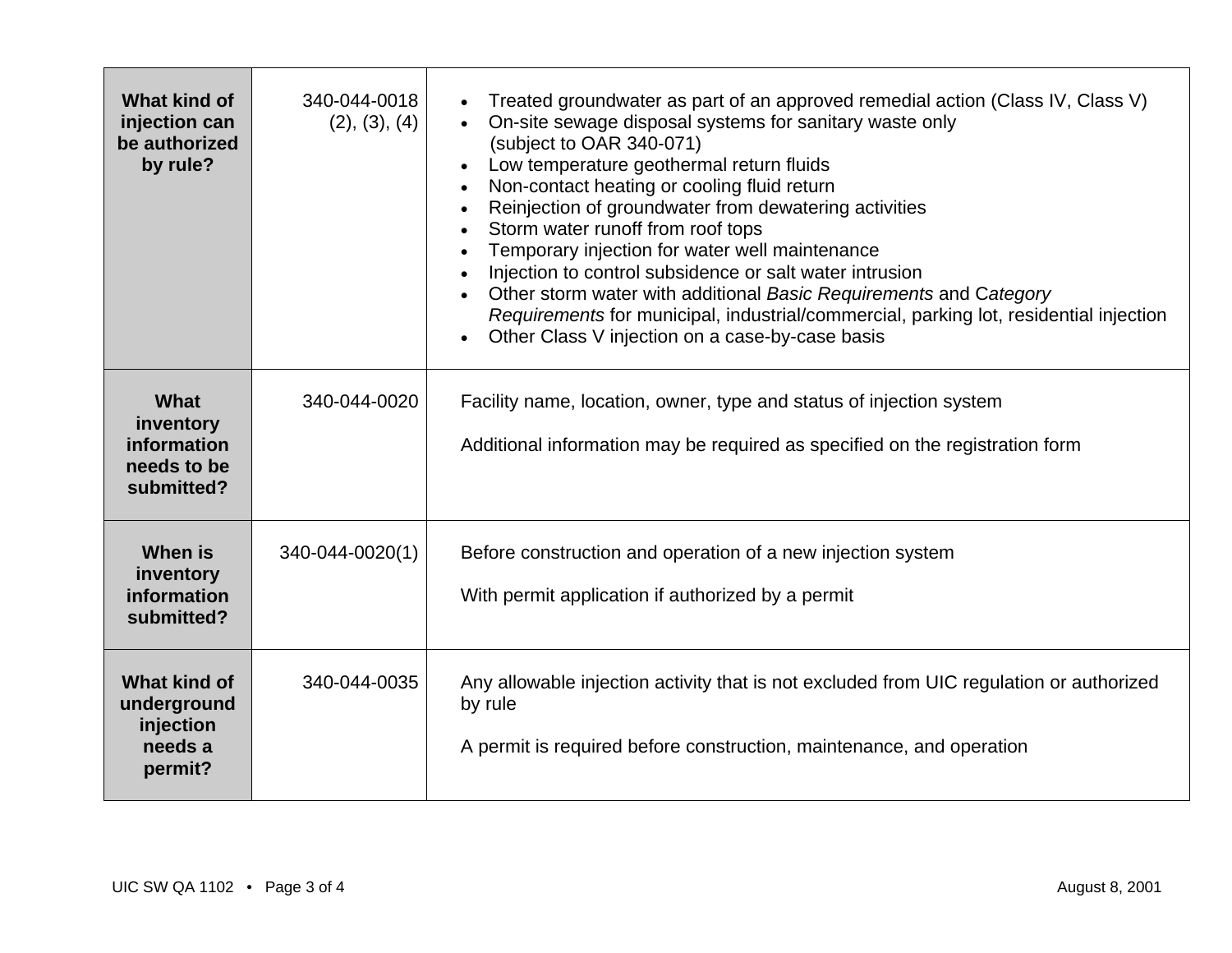| | | |
|---|---|---|
| **What kind of injection can be authorized by rule?** | 340-044-0018 (2), (3), (4) | • Treated groundwater as part of an approved remedial action (Class IV, Class V)<br>• On-site sewage disposal systems for sanitary waste only (subject to OAR 340-071)<br>• Low temperature geothermal return fluids<br>• Non-contact heating or cooling fluid return<br>• Reinjection of groundwater from dewatering activities<br>• Storm water runoff from roof tops<br>• Temporary injection for water well maintenance<br>• Injection to control subsidence or salt water intrusion<br>• Other storm water with additional *Basic Requirements* and C*ategory Requirements* for municipal, industrial/commercial, parking lot, residential injection<br>• Other Class V injection on a case-by-case basis |
| **What inventory information needs to be submitted?** | 340-044-0020 | Facility name, location, owner, type and status of injection system<br><br>Additional information may be required as specified on the registration form |
| **When is inventory information submitted?** | 340-044-0020(1) | Before construction and operation of a new injection system<br><br>With permit application if authorized by a permit |
| **What kind of underground injection needs a permit?** | 340-044-0035 | Any allowable injection activity that is not excluded from UIC regulation or authorized by rule<br><br>A permit is required before construction, maintenance, and operation |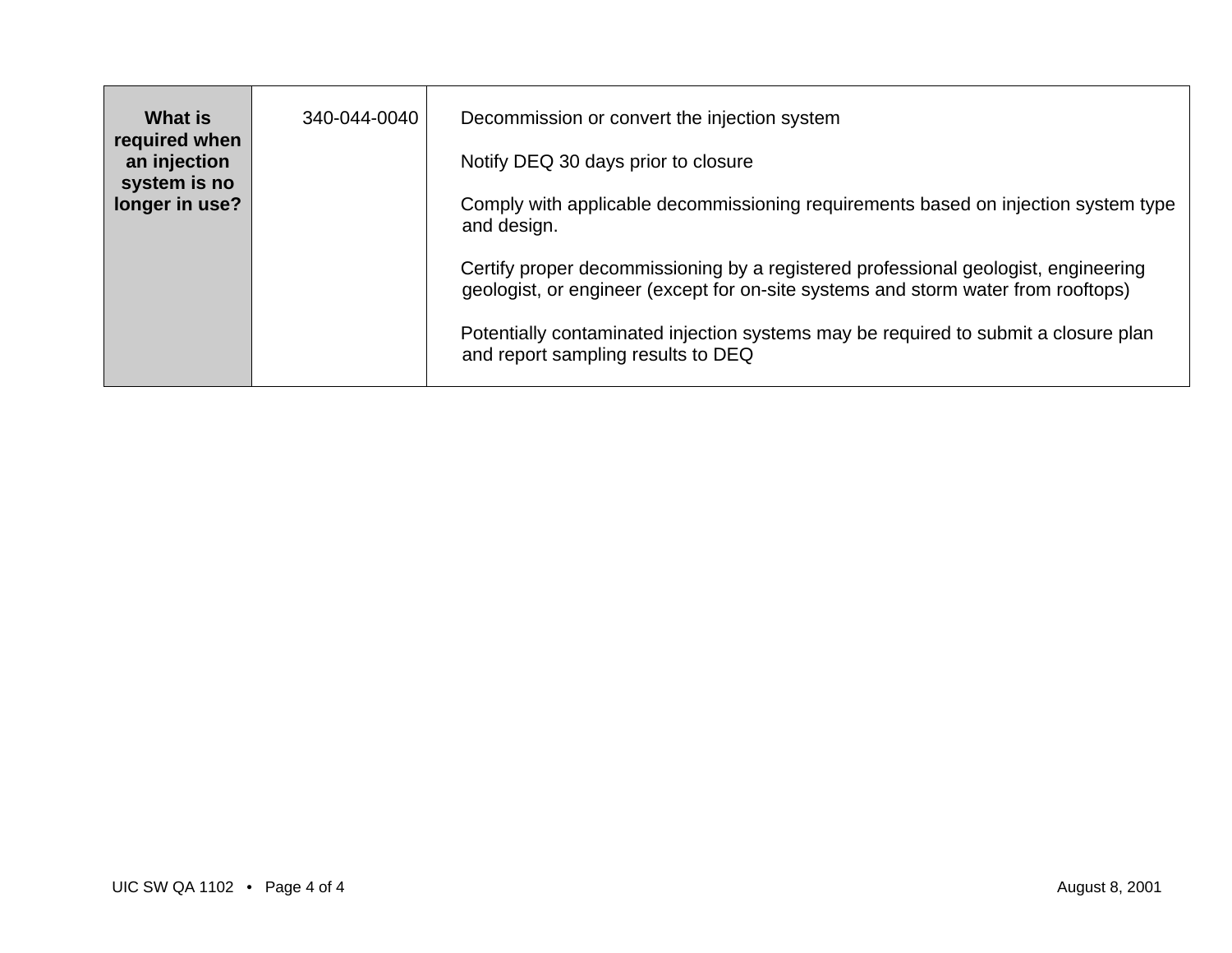| | | |
|---|---|---|
| **What is required when an injection system is no longer in use?** | 340-044-0040 | Decommission or convert the injection system<br><br>Notify DEQ 30 days prior to closure<br><br>Comply with applicable decommissioning requirements based on injection system type and design.<br><br>Certify proper decommissioning by a registered professional geologist, engineering geologist, or engineer (except for on-site systems and storm water from rooftops)<br><br>Potentially contaminated injection systems may be required to submit a closure plan and report sampling results to DEQ |